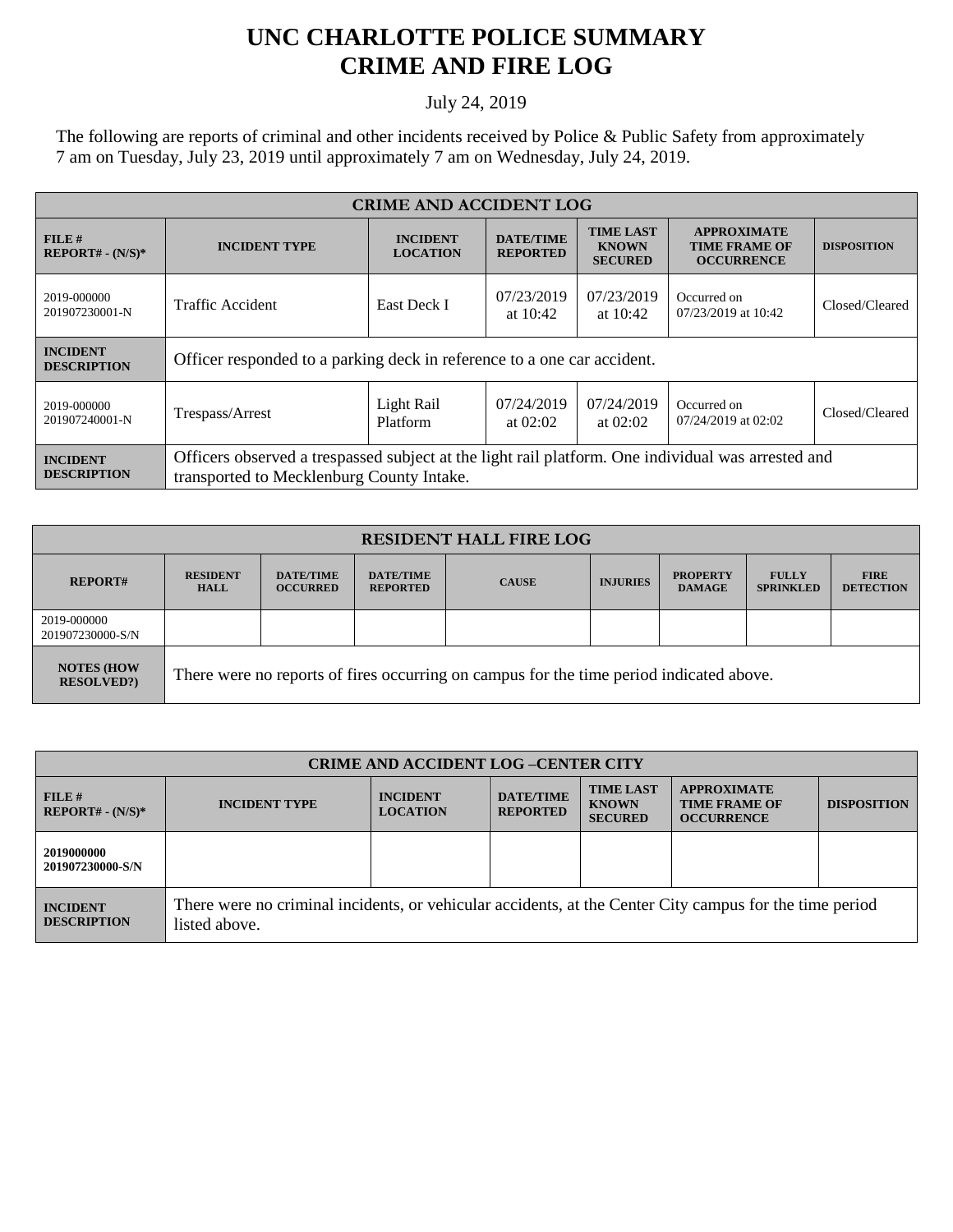# UNC CHARLOTTE POLICE SUMMARY
# CRIME AND FIRE LOG

July 24, 2019

The following are reports of criminal and other incidents received by Police & Public Safety from approximately 7 am on Tuesday, July 23, 2019 until approximately 7 am on Wednesday, July 24, 2019.

| CRIME AND ACCIDENT LOG | | | | | | |
|---|---|---|---|---|---|---|
| **FILE # REPORT# - (N/S)*** | **INCIDENT TYPE** | **INCIDENT LOCATION** | **DATE/TIME REPORTED** | **TIME LAST KNOWN SECURED** | **APPROXIMATE TIME FRAME OF OCCURRENCE** | **DISPOSITION** |
| 2019-000000 201907230001-N | Traffic Accident | East Deck I | 07/23/2019 at 10:42 | 07/23/2019 at 10:42 | Occurred on 07/23/2019 at 10:42 | Closed/Cleared |
| **INCIDENT DESCRIPTION** | Officer responded to a parking deck in reference to a one car accident. | | | | | |
| 2019-000000 201907240001-N | Trespass/Arrest | Light Rail Platform | 07/24/2019 at 02:02 | 07/24/2019 at 02:02 | Occurred on 07/24/2019 at 02:02 | Closed/Cleared |
| **INCIDENT DESCRIPTION** | Officers observed a trespassed subject at the light rail platform. One individual was arrested and transported to Mecklenburg County Intake. | | | | | |

| RESIDENT HALL FIRE LOG | | | | | | | | |
|---|---|---|---|---|---|---|---|---|
| **REPORT#** | **RESIDENT HALL** | **DATE/TIME OCCURRED** | **DATE/TIME REPORTED** | **CAUSE** | **INJURIES** | **PROPERTY DAMAGE** | **FULLY SPRINKLED** | **FIRE DETECTION** |
| 2019-000000 201907230000-S/N | | | | | | | | |
| **NOTES (HOW RESOLVED?)** | There were no reports of fires occurring on campus for the time period indicated above. | | | | | | | |

| CRIME AND ACCIDENT LOG –CENTER CITY | | | | | | |
|---|---|---|---|---|---|---|
| **FILE # REPORT# - (N/S)*** | **INCIDENT TYPE** | **INCIDENT LOCATION** | **DATE/TIME REPORTED** | **TIME LAST KNOWN SECURED** | **APPROXIMATE TIME FRAME OF OCCURRENCE** | **DISPOSITION** |
| **2019000000 201907230000-S/N** | | | | | | |
| **INCIDENT DESCRIPTION** | There were no criminal incidents, or vehicular accidents, at the Center City campus for the time period listed above. | | | | | |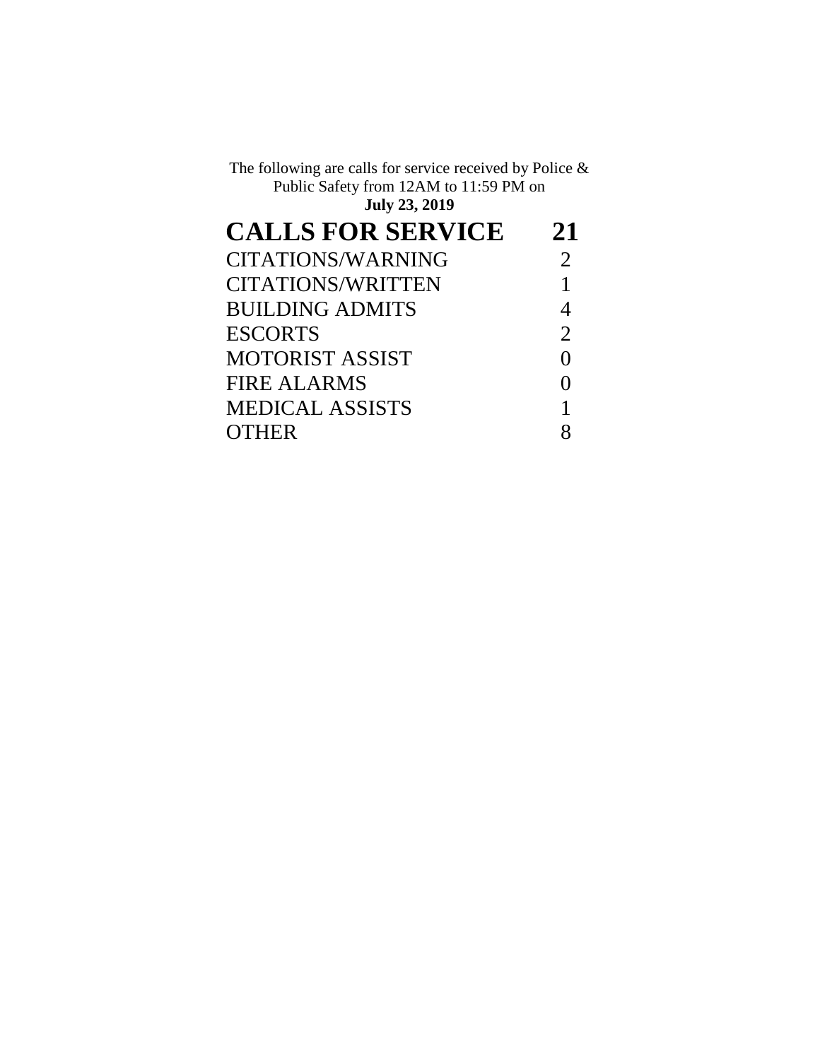The following are calls for service received by Police & Public Safety from 12AM to 11:59 PM on

**July 23, 2019**

| | |
|---|---|
| **CALLS FOR SERVICE** | **21** |
| CITATIONS/WARNING | 2 |
| CITATIONS/WRITTEN | 1 |
| BUILDING ADMITS | 4 |
| ESCORTS | 2 |
| MOTORIST ASSIST | 0 |
| FIRE ALARMS | 0 |
| MEDICAL ASSISTS | 1 |
| OTHER | 8 |